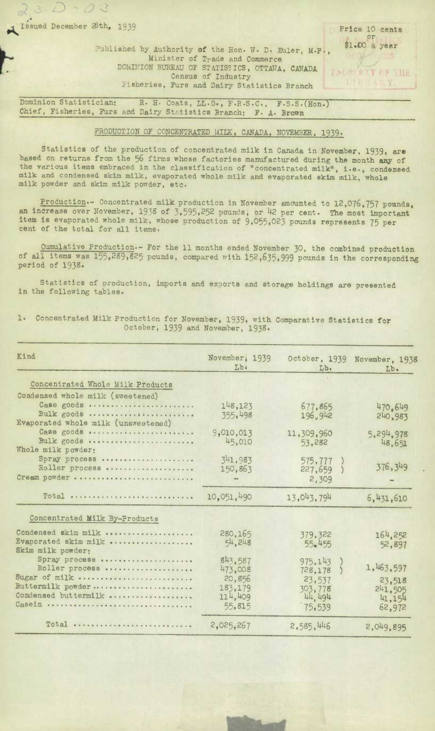23-D-03

Issued December 28th, 1939

Price 10 cents or $1.00 a year

Published by Authority of the Hon. W. D. Euler, M.P., Minister of Trade and Commerce
DOMINION BUREAU OF STATISTICS, OTTAWA, CANADA
Census of Industry
Fisheries, Furs and Dairy Statistics Branch

Dominion Statistician: R. H. Coats, LL.D., F.R.S.C., F.S.S.(Hon.)
Chief, Fisheries, Furs and Dairy Statistics Branch: F. A. Brown

## PRODUCTION OF CONCENTRATED MILK, CANADA, NOVEMBER, 1939.

Statistics of the production of concentrated milk in Canada in November, 1939, are based on returns from the 56 firms whose factories manufactured during the month any of the various items embraced in the classification of "concentrated milk", i.e., condensed milk and condensed skim milk, evaporated whole milk and evaporated skim milk, whole milk powder and skim milk powder, etc.

Production.- Concentrated milk production in November amounted to 12,076,757 pounds, an increase over November, 1938 of 3,595,252 pounds, or 42 per cent. The most important item is evaporated whole milk, whose production of 9,055,023 pounds represents 75 per cent of the total for all items.

Cumulative Production.- For the 11 months ended November 30, the combined production of all items was 155,289,825 pounds, compared with 152,635,999 pounds in the corresponding period of 1938.

Statistics of production, imports and exports and storage holdings are presented in the following tables.

1. Concentrated Milk Production for November, 1939, with Comparative Statistics for October, 1939 and November, 1938.

| Kind | November, 1939 Lb. | October, 1939 Lb. | November, 1938 Lb. |
|---|---|---|---|
| **Concentrated Whole Milk Products** | | | |
| Condensed whole milk (sweetened) | | | |
| Case goods | 148,123 | 677,865 | 470,649 |
| Bulk goods | 355,498 | 196,942 | 240,983 |
| Evaporated whole milk (unsweetened) | | | |
| Case goods | 9,010,013 | 11,309,960 | 5,294,978 |
| Bulk goods | 45,010 | 53,282 | 48,651 |
| Whole milk powder: | | | |
| Spray process | 341,983 | 575,777 ) | 376,349 |
| Roller process | 150,863 | 227,659 ) | |
| Cream powder | - | 2,309 | - |
| Total | 10,051,490 | 13,043,794 | 6,431,610 |
| **Concentrated Milk By-Products** | | | |
| Condensed skim milk | 280,165 | 379,322 | 164,252 |
| Evaporated skim milk | 54,248 | 55,455 | 52,897 |
| Skim milk powder: | | | |
| Spray process | 843,587 | 975,143 ) | 1,463,597 |
| Roller process | 473,008 | 728,178 ) | |
| Sugar of milk | 20,856 | 23,537 | 23,518 |
| Buttermilk powder | 183,179 | 303,778 | 241,505 |
| Condensed buttermilk | 114,409 | 44,494 | 41,154 |
| Casein | 55,815 | 75,539 | 62,972 |
| Total | 2,025,267 | 2,585,446 | 2,049,895 |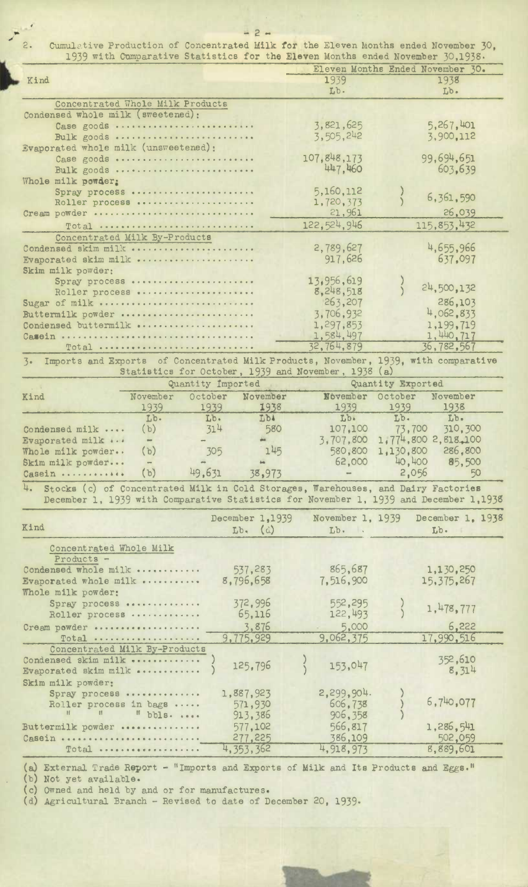2. Cumulative Production of Concentrated Milk for the Eleven Months ended November 30, 1939 with Comparative Statistics for the Eleven Months ended November 30, 1938.

| Kind | Eleven Months Ended November 30. | |
|---|---|---|
| | 1939 | 1938 |
| | Lb. | Lb. |
| **Concentrated Whole Milk Products** | | |
| Condensed whole milk (sweetened): | | |
| Case goods | 3,821,625 | 5,267,401 |
| Bulk goods | 3,505,242 | 3,900,112 |
| Evaporated whole milk (unsweetened): | | |
| Case goods | 107,848,173 | 99,694,651 |
| Bulk goods | 447,460 | 603,639 |
| Whole milk powder: | | |
| Spray process | 5,160,112 | 6,361,590 |
| Roller process | 1,720,373 | |
| Cream powder | 21,961 | 26,039 |
| Total | 122,524,946 | 115,853,432 |
| **Concentrated Milk By-Products** | | |
| Condensed skim milk | 2,789,627 | 4,655,966 |
| Evaporated skim milk | 917,626 | 637,097 |
| Skim milk powder: | | |
| Spray process | 13,956,619 | 24,500,132 |
| Roller process | 8,248,518 | |
| Sugar of milk | 263,207 | 286,103 |
| Buttermilk powder | 3,706,932 | 4,062,833 |
| Condensed buttermilk | 1,297,853 | 1,199,719 |
| Casein | 1,584,497 | 1,440,717 |
| Total | 32,764,879 | 36,782,567 |

3. Imports and Exports of Concentrated Milk Products, November, 1939, with comparative Statistics for October, 1939 and November, 1938 (a)

| Kind | Quantity Imported | | | Quantity Exported | | |
|---|---|---|---|---|---|---|
| | November 1939 | October 1939 | November 1938 | November 1939 | October 1939 | November 1938 |
| | Lb. | Lb. | Lb. | Lb. | Lb. | Lb. |
| Condensed milk | (b) | 314 | 580 | 107,100 | 73,700 | 310,300 |
| Evaporated milk | - | - | - | 3,707,800 | 1,774,800 | 2,818,100 |
| Whole milk powder | (b) | 305 | 145 | 580,800 | 1,130,800 | 286,800 |
| Skim milk powder | - | - | - | 62,000 | 40,400 | 85,500 |
| Casein | (b) | 49,631 | 38,973 | - | 2,056 | 50 |

4. Stocks (c) of Concentrated Milk in Cold Storages, Warehouses, and Dairy Factories December 1, 1939 with Comparative Statistics for November 1, 1939 and December 1, 1938

| Kind | December 1, 1939 Lb. (d) | November 1, 1939 Lb. | December 1, 1938 Lb. |
|---|---|---|---|
| **Concentrated Whole Milk Products -** | | | |
| Condensed whole milk | 537,283 | 865,687 | 1,130,250 |
| Evaporated whole milk | 8,796,658 | 7,516,900 | 15,375,267 |
| Whole milk powder: | | | |
| Spray process | 372,996 | 552,295 | 1,478,777 |
| Roller process | 65,116 | 122,493 | |
| Cream powder | 3,876 | 5,000 | 6,222 |
| Total | 9,775,929 | 9,062,375 | 17,990,516 |
| **Concentrated Milk By-Products** | | | |
| Condensed skim milk | 125,796 | 153,047 | 352,610 |
| Evaporated skim milk | | | 8,314 |
| Skim milk powder: | | | |
| Spray process | 1,887,923 | 2,299,904 | 6,740,077 |
| Roller process in bags | 571,930 | 606,738 | |
| " " " bbls. | 913,386 | 906,358 | |
| Buttermilk powder | 577,102 | 566,817 | 1,286,541 |
| Casein | 277,225 | 386,109 | 502,059 |
| Total | 4,353,362 | 4,918,973 | 8,889,601 |

(a) External Trade Report - "Imports and Exports of Milk and Its Products and Eggs."
(b) Not yet available.
(c) Owned and held by and or for manufactures.
(d) Agricultural Branch - Revised to date of December 20, 1939.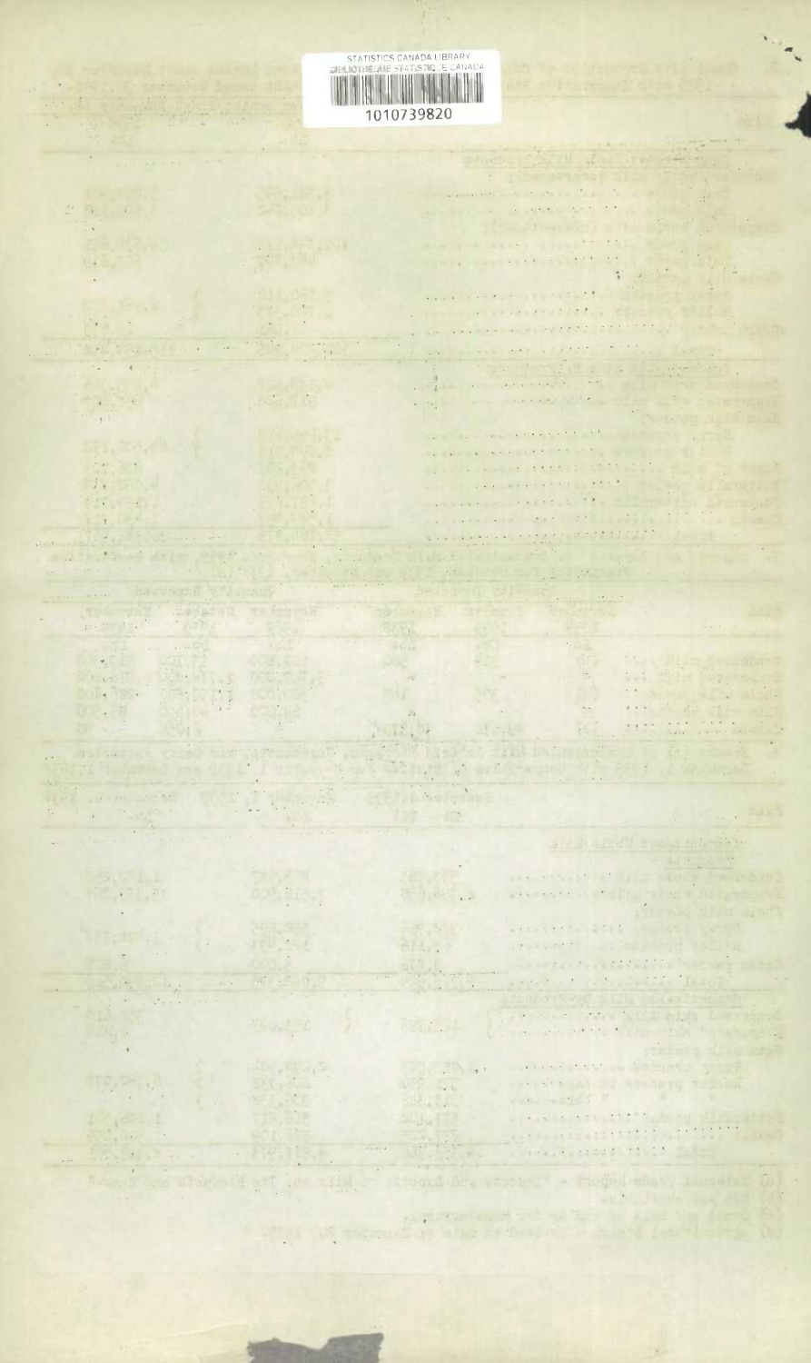STATISTICS CANADA LIBRARY
BIBLIOTHÈQUE STATISTIQUE CANADA

1010739820